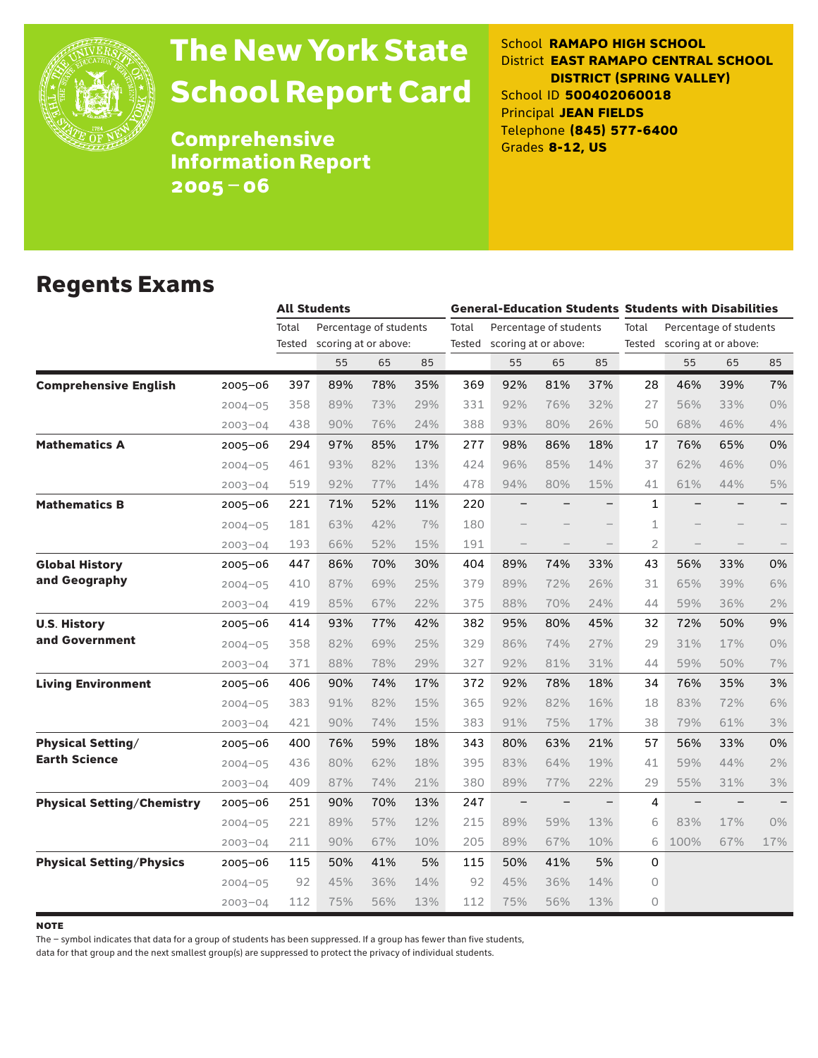# The New York State School Report Card

**Comprehensive Information Report 2005 – 06**

School **RAMAPO HIGH SCHOOL**
District **EAST RAMAPO CENTRAL SCHOOL DISTRICT (SPRING VALLEY)**
School ID **500402060018**
Principal **JEAN FIELDS**
Telephone **(845) 577-6400**
Grades **8-12, US**

## Regents Exams

| | | All Students | | | | General-Education Students | | | | Students with Disabilities | | | |
|---|---|---|---|---|---|---|---|---|---|---|---|---|---|
| | | Total Tested | Percentage of students scoring at or above: | | | Total Tested | Percentage of students scoring at or above: | | | Total Tested | Percentage of students scoring at or above: | | |
| | | | 55 | 65 | 85 | | 55 | 65 | 85 | | 55 | 65 | 85 |
| **Comprehensive English** | 2005–06 | 397 | 89% | 78% | 35% | 369 | 92% | 81% | 37% | 28 | 46% | 39% | 7% |
| | 2004–05 | 358 | 89% | 73% | 29% | 331 | 92% | 76% | 32% | 27 | 56% | 33% | 0% |
| | 2003–04 | 438 | 90% | 76% | 24% | 388 | 93% | 80% | 26% | 50 | 68% | 46% | 4% |
| **Mathematics A** | 2005–06 | 294 | 97% | 85% | 17% | 277 | 98% | 86% | 18% | 17 | 76% | 65% | 0% |
| | 2004–05 | 461 | 93% | 82% | 13% | 424 | 96% | 85% | 14% | 37 | 62% | 46% | 0% |
| | 2003–04 | 519 | 92% | 77% | 14% | 478 | 94% | 80% | 15% | 41 | 61% | 44% | 5% |
| **Mathematics B** | 2005–06 | 221 | 71% | 52% | 11% | 220 | – | – | – | 1 | – | – | – |
| | 2004–05 | 181 | 63% | 42% | 7% | 180 | – | – | – | 1 | – | – | – |
| | 2003–04 | 193 | 66% | 52% | 15% | 191 | – | – | – | 2 | – | – | – |
| **Global History and Geography** | 2005–06 | 447 | 86% | 70% | 30% | 404 | 89% | 74% | 33% | 43 | 56% | 33% | 0% |
| | 2004–05 | 410 | 87% | 69% | 25% | 379 | 89% | 72% | 26% | 31 | 65% | 39% | 6% |
| | 2003–04 | 419 | 85% | 67% | 22% | 375 | 88% | 70% | 24% | 44 | 59% | 36% | 2% |
| **U.S. History and Government** | 2005–06 | 414 | 93% | 77% | 42% | 382 | 95% | 80% | 45% | 32 | 72% | 50% | 9% |
| | 2004–05 | 358 | 82% | 69% | 25% | 329 | 86% | 74% | 27% | 29 | 31% | 17% | 0% |
| | 2003–04 | 371 | 88% | 78% | 29% | 327 | 92% | 81% | 31% | 44 | 59% | 50% | 7% |
| **Living Environment** | 2005–06 | 406 | 90% | 74% | 17% | 372 | 92% | 78% | 18% | 34 | 76% | 35% | 3% |
| | 2004–05 | 383 | 91% | 82% | 15% | 365 | 92% | 82% | 16% | 18 | 83% | 72% | 6% |
| | 2003–04 | 421 | 90% | 74% | 15% | 383 | 91% | 75% | 17% | 38 | 79% | 61% | 3% |
| **Physical Setting/ Earth Science** | 2005–06 | 400 | 76% | 59% | 18% | 343 | 80% | 63% | 21% | 57 | 56% | 33% | 0% |
| | 2004–05 | 436 | 80% | 62% | 18% | 395 | 83% | 64% | 19% | 41 | 59% | 44% | 2% |
| | 2003–04 | 409 | 87% | 74% | 21% | 380 | 89% | 77% | 22% | 29 | 55% | 31% | 3% |
| **Physical Setting/Chemistry** | 2005–06 | 251 | 90% | 70% | 13% | 247 | – | – | – | 4 | – | – | – |
| | 2004–05 | 221 | 89% | 57% | 12% | 215 | 89% | 59% | 13% | 6 | 83% | 17% | 0% |
| | 2003–04 | 211 | 90% | 67% | 10% | 205 | 89% | 67% | 10% | 6 | 100% | 67% | 17% |
| **Physical Setting/Physics** | 2005–06 | 115 | 50% | 41% | 5% | 115 | 50% | 41% | 5% | 0 | | | |
| | 2004–05 | 92 | 45% | 36% | 14% | 92 | 45% | 36% | 14% | 0 | | | |
| | 2003–04 | 112 | 75% | 56% | 13% | 112 | 75% | 56% | 13% | 0 | | | |

**NOTE**

The – symbol indicates that data for a group of students has been suppressed. If a group has fewer than five students, data for that group and the next smallest group(s) are suppressed to protect the privacy of individual students.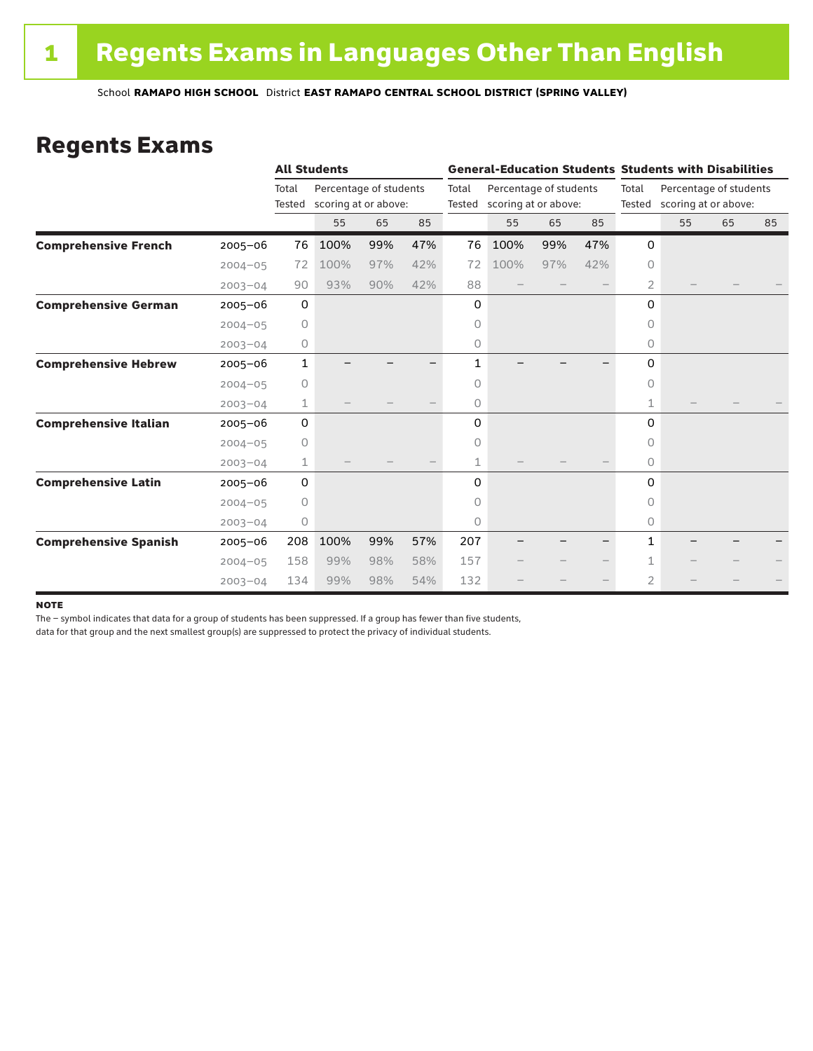# 1 Regents Exams in Languages Other Than English

School **RAMAPO HIGH SCHOOL** District **EAST RAMAPO CENTRAL SCHOOL DISTRICT (SPRING VALLEY)**

## Regents Exams

| | | All Students | | | | General-Education Students | | | | Students with Disabilities | | | |
|---|---|---|---|---|---|---|---|---|---|---|---|---|---|
| | | Total Tested | Percentage of students scoring at or above: | | | Total Tested | Percentage of students scoring at or above: | | | Total Tested | Percentage of students scoring at or above: | | |
| | | | 55 | 65 | 85 | | 55 | 65 | 85 | | 55 | 65 | 85 |
| **Comprehensive French** | 2005–06 | 76 | 100% | 99% | 47% | 76 | 100% | 99% | 47% | 0 | | | |
| | 2004–05 | 72 | 100% | 97% | 42% | 72 | 100% | 97% | 42% | 0 | | | |
| | 2003–04 | 90 | 93% | 90% | 42% | 88 | – | – | – | 2 | – | – | – |
| **Comprehensive German** | 2005–06 | 0 | | | | 0 | | | | 0 | | | |
| | 2004–05 | 0 | | | | 0 | | | | 0 | | | |
| | 2003–04 | 0 | | | | 0 | | | | 0 | | | |
| **Comprehensive Hebrew** | 2005–06 | 1 | – | – | – | 1 | – | – | – | 0 | | | |
| | 2004–05 | 0 | | | | 0 | | | | 0 | | | |
| | 2003–04 | 1 | – | – | – | 0 | | | | 1 | – | – | – |
| **Comprehensive Italian** | 2005–06 | 0 | | | | 0 | | | | 0 | | | |
| | 2004–05 | 0 | | | | 0 | | | | 0 | | | |
| | 2003–04 | 1 | – | – | – | 1 | – | – | – | 0 | | | |
| **Comprehensive Latin** | 2005–06 | 0 | | | | 0 | | | | 0 | | | |
| | 2004–05 | 0 | | | | 0 | | | | 0 | | | |
| | 2003–04 | 0 | | | | 0 | | | | 0 | | | |
| **Comprehensive Spanish** | 2005–06 | 208 | 100% | 99% | 57% | 207 | – | – | – | 1 | – | – | – |
| | 2004–05 | 158 | 99% | 98% | 58% | 157 | – | – | – | 1 | – | – | – |
| | 2003–04 | 134 | 99% | 98% | 54% | 132 | – | – | – | 2 | – | – | – |

**NOTE**

The – symbol indicates that data for a group of students has been suppressed. If a group has fewer than five students, data for that group and the next smallest group(s) are suppressed to protect the privacy of individual students.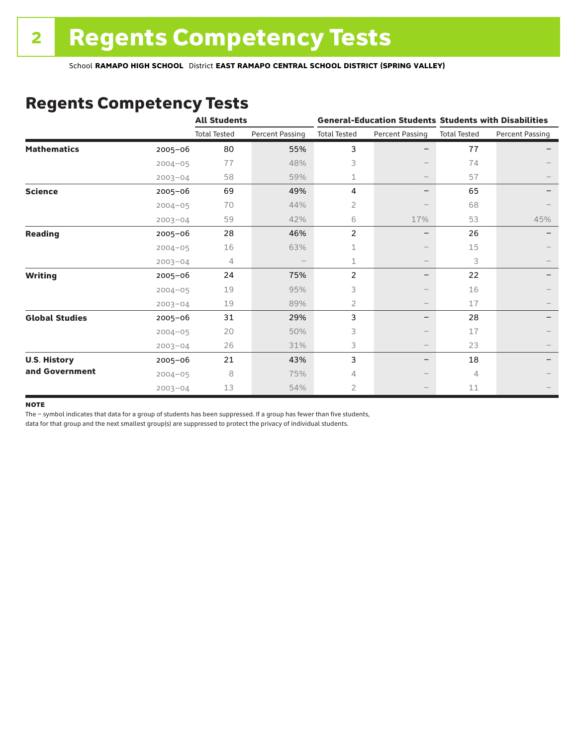# Regents Competency Tests

School **RAMAPO HIGH SCHOOL** District **EAST RAMAPO CENTRAL SCHOOL DISTRICT (SPRING VALLEY)**

## Regents Competency Tests

| | | All Students | | General-Education Students | | Students with Disabilities | |
|---|---|---|---|---|---|---|---|
| | | Total Tested | Percent Passing | Total Tested | Percent Passing | Total Tested | Percent Passing |
| **Mathematics** | 2005–06 | 80 | 55% | 3 | – | 77 | – |
| | 2004–05 | 77 | 48% | 3 | – | 74 | – |
| | 2003–04 | 58 | 59% | 1 | – | 57 | – |
| **Science** | 2005–06 | 69 | 49% | 4 | – | 65 | – |
| | 2004–05 | 70 | 44% | 2 | – | 68 | – |
| | 2003–04 | 59 | 42% | 6 | 17% | 53 | 45% |
| **Reading** | 2005–06 | 28 | 46% | 2 | – | 26 | – |
| | 2004–05 | 16 | 63% | 1 | – | 15 | – |
| | 2003–04 | 4 | – | 1 | – | 3 | – |
| **Writing** | 2005–06 | 24 | 75% | 2 | – | 22 | – |
| | 2004–05 | 19 | 95% | 3 | – | 16 | – |
| | 2003–04 | 19 | 89% | 2 | – | 17 | – |
| **Global Studies** | 2005–06 | 31 | 29% | 3 | – | 28 | – |
| | 2004–05 | 20 | 50% | 3 | – | 17 | – |
| | 2003–04 | 26 | 31% | 3 | – | 23 | – |
| **U.S. History and Government** | 2005–06 | 21 | 43% | 3 | – | 18 | – |
| | 2004–05 | 8 | 75% | 4 | – | 4 | – |
| | 2003–04 | 13 | 54% | 2 | – | 11 | – |

**NOTE**

The – symbol indicates that data for a group of students has been suppressed. If a group has fewer than five students, data for that group and the next smallest group(s) are suppressed to protect the privacy of individual students.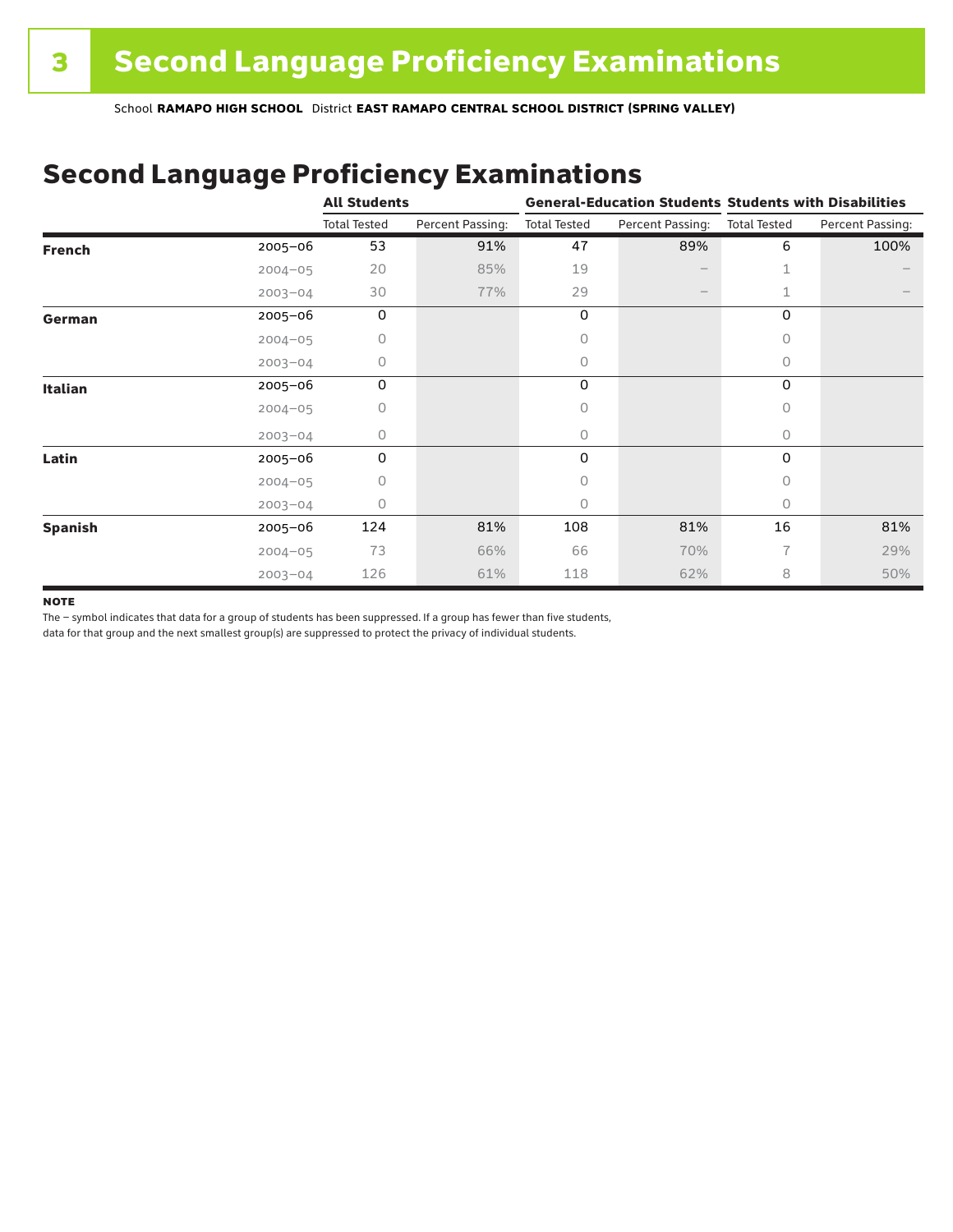# 3 Second Language Proficiency Examinations

School **RAMAPO HIGH SCHOOL** District **EAST RAMAPO CENTRAL SCHOOL DISTRICT (SPRING VALLEY)**

## Second Language Proficiency Examinations

| | | All Students | | General-Education Students | | Students with Disabilities | |
|---|---|---|---|---|---|---|---|
| | | Total Tested | Percent Passing: | Total Tested | Percent Passing: | Total Tested | Percent Passing: |
| **French** | 2005–06 | 53 | 91% | 47 | 89% | 6 | 100% |
| | 2004–05 | 20 | 85% | 19 | – | 1 | – |
| | 2003–04 | 30 | 77% | 29 | – | 1 | – |
| **German** | 2005–06 | 0 | | 0 | | 0 | |
| | 2004–05 | 0 | | 0 | | 0 | |
| | 2003–04 | 0 | | 0 | | 0 | |
| **Italian** | 2005–06 | 0 | | 0 | | 0 | |
| | 2004–05 | 0 | | 0 | | 0 | |
| | 2003–04 | 0 | | 0 | | 0 | |
| **Latin** | 2005–06 | 0 | | 0 | | 0 | |
| | 2004–05 | 0 | | 0 | | 0 | |
| | 2003–04 | 0 | | 0 | | 0 | |
| **Spanish** | 2005–06 | 124 | 81% | 108 | 81% | 16 | 81% |
| | 2004–05 | 73 | 66% | 66 | 70% | 7 | 29% |
| | 2003–04 | 126 | 61% | 118 | 62% | 8 | 50% |

**NOTE**

The – symbol indicates that data for a group of students has been suppressed. If a group has fewer than five students, data for that group and the next smallest group(s) are suppressed to protect the privacy of individual students.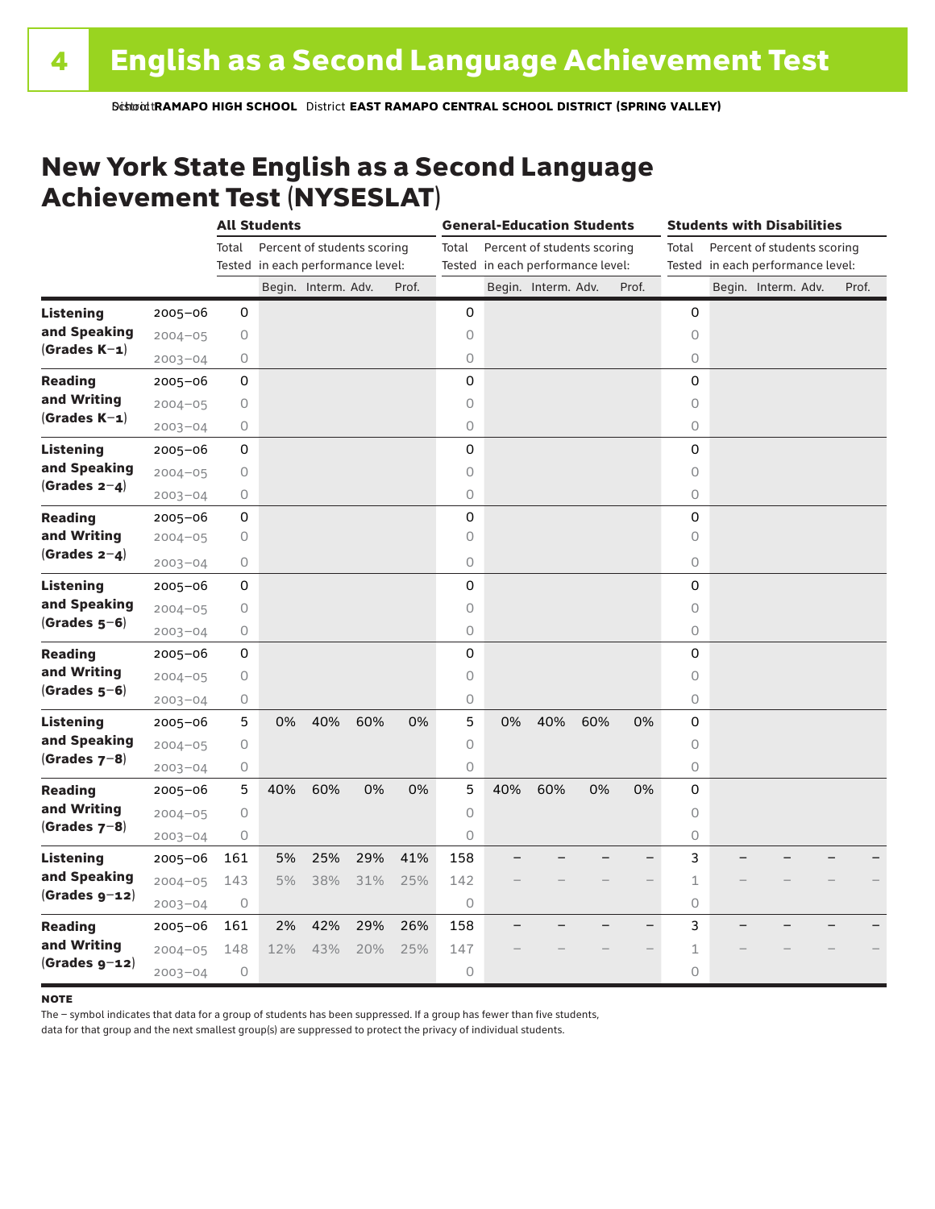# 4 English as a Second Language Achievement Test

School **RAMAPO HIGH SCHOOL** District **EAST RAMAPO CENTRAL SCHOOL DISTRICT (SPRING VALLEY)**

## New York State English as a Second Language Achievement Test (NYSESLAT)

| | | All Students | | | | | General-Education Students | | | | | Students with Disabilities | | | | |
|---|---|---|---|---|---|---|---|---|---|---|---|---|---|---|---|---|
| | | Total Tested | Percent of students scoring in each performance level: | | | | Total Tested | Percent of students scoring in each performance level: | | | | Total Tested | Percent of students scoring in each performance level: | | | |
| | | | Begin. | Interm. | Adv. | Prof. | | Begin. | Interm. | Adv. | Prof. | | Begin. | Interm. | Adv. | Prof. |
| **Listening and Speaking (Grades K–1)** | 2005–06 | 0 | | | | | 0 | | | | | 0 | | | | |
| | 2004–05 | 0 | | | | | 0 | | | | | 0 | | | | |
| | 2003–04 | 0 | | | | | 0 | | | | | 0 | | | | |
| **Reading and Writing (Grades K–1)** | 2005–06 | 0 | | | | | 0 | | | | | 0 | | | | |
| | 2004–05 | 0 | | | | | 0 | | | | | 0 | | | | |
| | 2003–04 | 0 | | | | | 0 | | | | | 0 | | | | |
| **Listening and Speaking (Grades 2–4)** | 2005–06 | 0 | | | | | 0 | | | | | 0 | | | | |
| | 2004–05 | 0 | | | | | 0 | | | | | 0 | | | | |
| | 2003–04 | 0 | | | | | 0 | | | | | 0 | | | | |
| **Reading and Writing (Grades 2–4)** | 2005–06 | 0 | | | | | 0 | | | | | 0 | | | | |
| | 2004–05 | 0 | | | | | 0 | | | | | 0 | | | | |
| | 2003–04 | 0 | | | | | 0 | | | | | 0 | | | | |
| **Listening and Speaking (Grades 5–6)** | 2005–06 | 0 | | | | | 0 | | | | | 0 | | | | |
| | 2004–05 | 0 | | | | | 0 | | | | | 0 | | | | |
| | 2003–04 | 0 | | | | | 0 | | | | | 0 | | | | |
| **Reading and Writing (Grades 5–6)** | 2005–06 | 0 | | | | | 0 | | | | | 0 | | | | |
| | 2004–05 | 0 | | | | | 0 | | | | | 0 | | | | |
| | 2003–04 | 0 | | | | | 0 | | | | | 0 | | | | |
| **Listening and Speaking (Grades 7–8)** | 2005–06 | 5 | 0% | 40% | 60% | 0% | 5 | 0% | 40% | 60% | 0% | 0 | | | | |
| | 2004–05 | 0 | | | | | 0 | | | | | 0 | | | | |
| | 2003–04 | 0 | | | | | 0 | | | | | 0 | | | | |
| **Reading and Writing (Grades 7–8)** | 2005–06 | 5 | 40% | 60% | 0% | 0% | 5 | 40% | 60% | 0% | 0% | 0 | | | | |
| | 2004–05 | 0 | | | | | 0 | | | | | 0 | | | | |
| | 2003–04 | 0 | | | | | 0 | | | | | 0 | | | | |
| **Listening and Speaking (Grades 9–12)** | 2005–06 | 161 | 5% | 25% | 29% | 41% | 158 | – | – | – | – | 3 | – | – | – | – |
| | 2004–05 | 143 | 5% | 38% | 31% | 25% | 142 | – | – | – | – | 1 | – | – | – | – |
| | 2003–04 | 0 | | | | | 0 | | | | | 0 | | | | |
| **Reading and Writing (Grades 9–12)** | 2005–06 | 161 | 2% | 42% | 29% | 26% | 158 | – | – | – | – | 3 | – | – | – | – |
| | 2004–05 | 148 | 12% | 43% | 20% | 25% | 147 | – | – | – | – | 1 | – | – | – | – |
| | 2003–04 | 0 | | | | | 0 | | | | | 0 | | | | |

**NOTE**

The – symbol indicates that data for a group of students has been suppressed. If a group has fewer than five students, data for that group and the next smallest group(s) are suppressed to protect the privacy of individual students.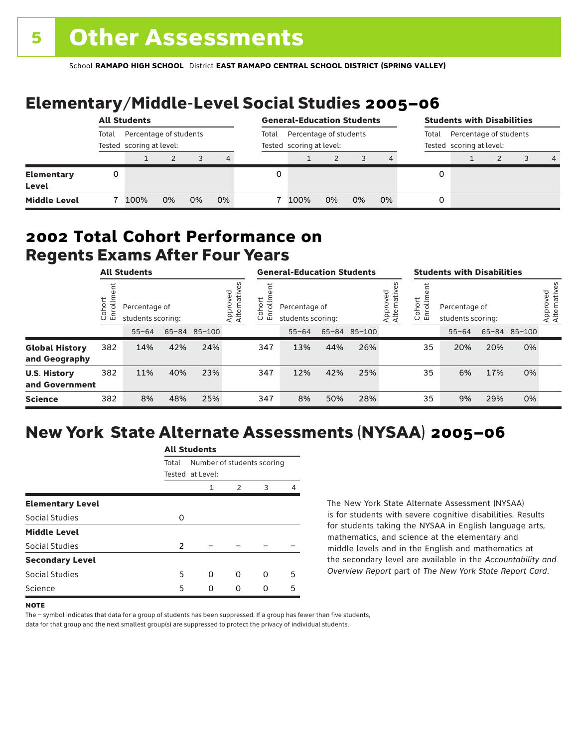# 5 Other Assessments

School **RAMAPO HIGH SCHOOL** District **EAST RAMAPO CENTRAL SCHOOL DISTRICT (SPRING VALLEY)**

## Elementary/Middle-Level Social Studies 2005–06

| | All Students | | | | | General-Education Students | | | | | Students with Disabilities | | | | |
|---|---|---|---|---|---|---|---|---|---|---|---|---|---|---|---|
| | Total Tested | Percentage of students scoring at level: | | | | Total Tested | Percentage of students scoring at level: | | | | Total Tested | Percentage of students scoring at level: | | | |
| | | 1 | 2 | 3 | 4 | | 1 | 2 | 3 | 4 | | 1 | 2 | 3 | 4 |
| **Elementary Level** | 0 | | | | | 0 | | | | | 0 | | | | |
| **Middle Level** | 7 | 100% | 0% | 0% | 0% | 7 | 100% | 0% | 0% | 0% | 0 | | | | |

## 2002 Total Cohort Performance on Regents Exams After Four Years

| | All Students | | | | | General-Education Students | | | | | Students with Disabilities | | | | |
|---|---|---|---|---|---|---|---|---|---|---|---|---|---|---|---|
| | Cohort Enrollment | Percentage of students scoring: | | | Approved Alternatives | Cohort Enrollment | Percentage of students scoring: | | | Approved Alternatives | Cohort Enrollment | Percentage of students scoring: | | | Approved Alternatives |
| | | 55–64 | 65–84 | 85–100 | | | 55–64 | 65–84 | 85–100 | | | 55–64 | 65–84 | 85–100 | |
| **Global History and Geography** | 382 | 14% | 42% | 24% | | 347 | 13% | 44% | 26% | | 35 | 20% | 20% | 0% | |
| **U.S. History and Government** | 382 | 11% | 40% | 23% | | 347 | 12% | 42% | 25% | | 35 | 6% | 17% | 0% | |
| **Science** | 382 | 8% | 48% | 25% | | 347 | 8% | 50% | 28% | | 35 | 9% | 29% | 0% | |

## New York State Alternate Assessments (NYSAA) 2005–06

| | All Students | | | | |
|---|---|---|---|---|---|
| | Total Tested | Number of students scoring at Level: | | | |
| | | 1 | 2 | 3 | 4 |
| **Elementary Level** | | | | | |
| Social Studies | 0 | | | | |
| **Middle Level** | | | | | |
| Social Studies | 2 | – | – | – | – |
| **Secondary Level** | | | | | |
| Social Studies | 5 | 0 | 0 | 0 | 5 |
| Science | 5 | 0 | 0 | 0 | 5 |

The New York State Alternate Assessment (NYSAA) is for students with severe cognitive disabilities. Results for students taking the NYSAA in English language arts, mathematics, and science at the elementary and middle levels and in the English and mathematics at the secondary level are available in the *Accountability and Overview Report* part of *The New York State Report Card*.

**NOTE**

The – symbol indicates that data for a group of students has been suppressed. If a group has fewer than five students, data for that group and the next smallest group(s) are suppressed to protect the privacy of individual students.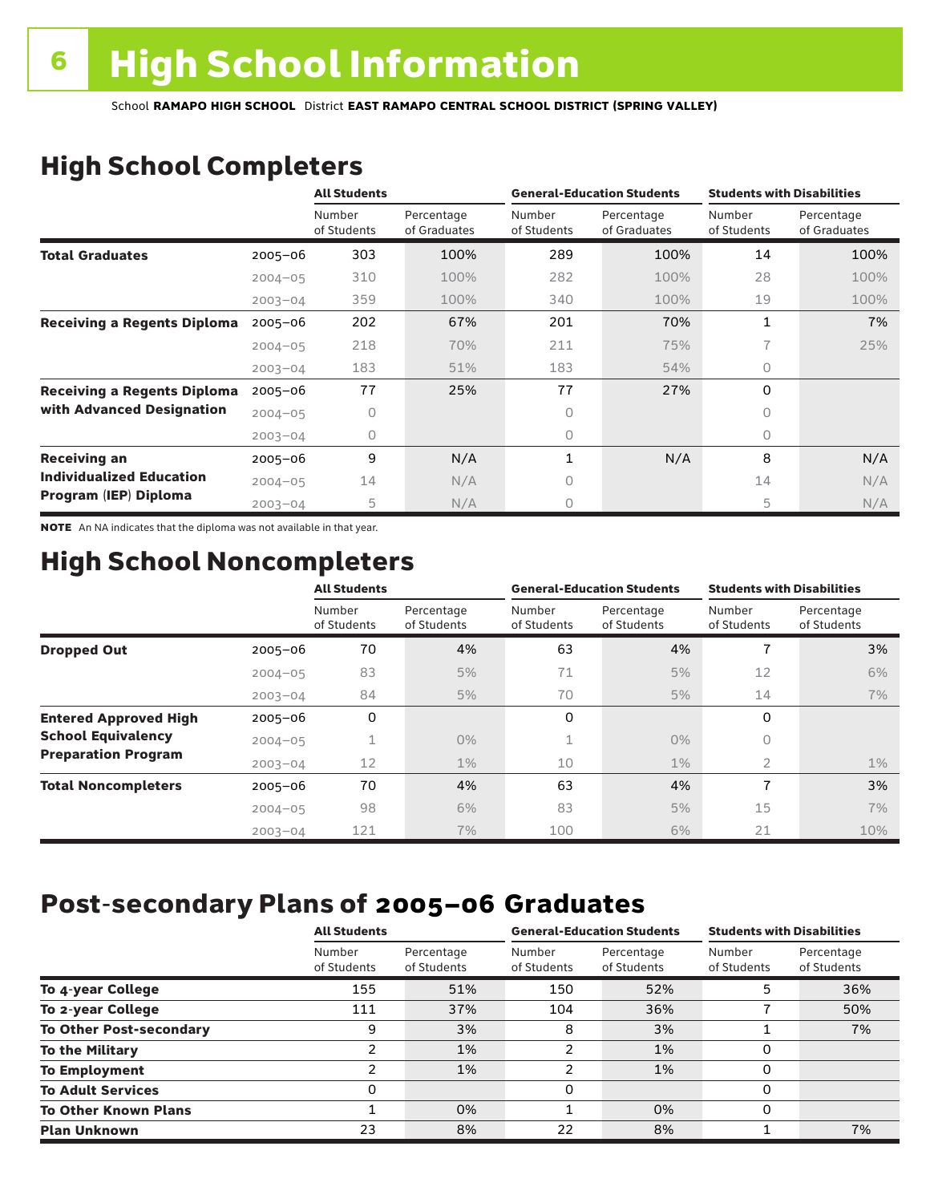# High School Information

School **RAMAPO HIGH SCHOOL** District **EAST RAMAPO CENTRAL SCHOOL DISTRICT (SPRING VALLEY)**

## High School Completers

| | | All Students | | General-Education Students | | Students with Disabilities | |
|---|---|---|---|---|---|---|---|
| | | Number of Students | Percentage of Graduates | Number of Students | Percentage of Graduates | Number of Students | Percentage of Graduates |
| **Total Graduates** | 2005–06 | 303 | 100% | 289 | 100% | 14 | 100% |
| | 2004–05 | 310 | 100% | 282 | 100% | 28 | 100% |
| | 2003–04 | 359 | 100% | 340 | 100% | 19 | 100% |
| **Receiving a Regents Diploma** | 2005–06 | 202 | 67% | 201 | 70% | 1 | 7% |
| | 2004–05 | 218 | 70% | 211 | 75% | 7 | 25% |
| | 2003–04 | 183 | 51% | 183 | 54% | 0 | |
| **Receiving a Regents Diploma with Advanced Designation** | 2005–06 | 77 | 25% | 77 | 27% | 0 | |
| | 2004–05 | 0 | | 0 | | 0 | |
| | 2003–04 | 0 | | 0 | | 0 | |
| **Receiving an Individualized Education Program (IEP) Diploma** | 2005–06 | 9 | N/A | 1 | N/A | 8 | N/A |
| | 2004–05 | 14 | N/A | 0 | | 14 | N/A |
| | 2003–04 | 5 | N/A | 0 | | 5 | N/A |

**NOTE** An NA indicates that the diploma was not available in that year.

## High School Noncompleters

| | | All Students | | General-Education Students | | Students with Disabilities | |
|---|---|---|---|---|---|---|---|
| | | Number of Students | Percentage of Students | Number of Students | Percentage of Students | Number of Students | Percentage of Students |
| **Dropped Out** | 2005–06 | 70 | 4% | 63 | 4% | 7 | 3% |
| | 2004–05 | 83 | 5% | 71 | 5% | 12 | 6% |
| | 2003–04 | 84 | 5% | 70 | 5% | 14 | 7% |
| **Entered Approved High School Equivalency Preparation Program** | 2005–06 | 0 | | 0 | | 0 | |
| | 2004–05 | 1 | 0% | 1 | 0% | 0 | |
| | 2003–04 | 12 | 1% | 10 | 1% | 2 | 1% |
| **Total Noncompleters** | 2005–06 | 70 | 4% | 63 | 4% | 7 | 3% |
| | 2004–05 | 98 | 6% | 83 | 5% | 15 | 7% |
| | 2003–04 | 121 | 7% | 100 | 6% | 21 | 10% |

## Post-secondary Plans of 2005–06 Graduates

| | All Students | | General-Education Students | | Students with Disabilities | |
|---|---|---|---|---|---|---|
| | Number of Students | Percentage of Students | Number of Students | Percentage of Students | Number of Students | Percentage of Students |
| **To 4-year College** | 155 | 51% | 150 | 52% | 5 | 36% |
| **To 2-year College** | 111 | 37% | 104 | 36% | 7 | 50% |
| **To Other Post-secondary** | 9 | 3% | 8 | 3% | 1 | 7% |
| **To the Military** | 2 | 1% | 2 | 1% | 0 | |
| **To Employment** | 2 | 1% | 2 | 1% | 0 | |
| **To Adult Services** | 0 | | 0 | | 0 | |
| **To Other Known Plans** | 1 | 0% | 1 | 0% | 0 | |
| **Plan Unknown** | 23 | 8% | 22 | 8% | 1 | 7% |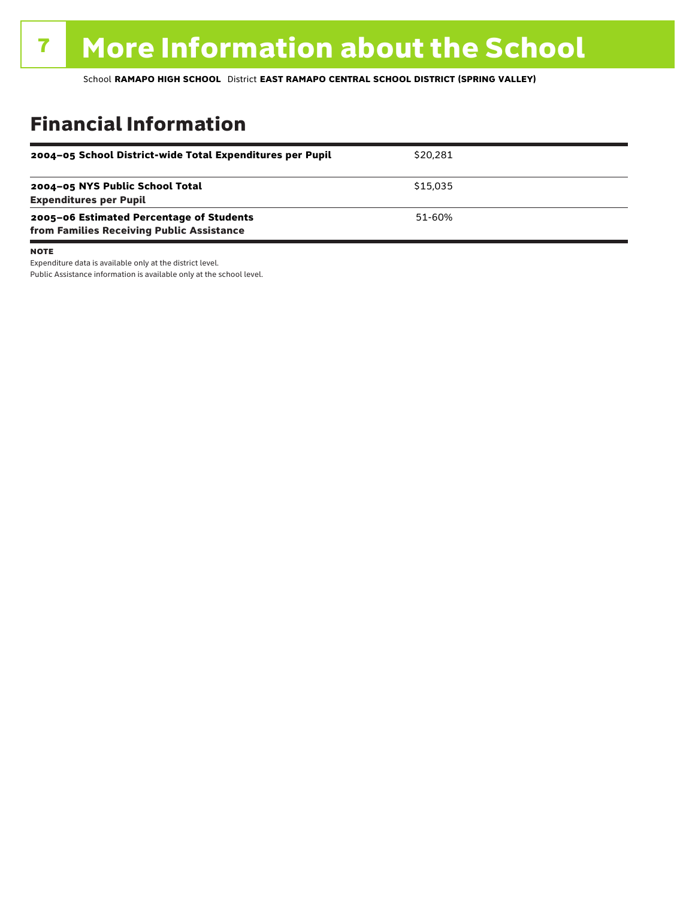# 7 More Information about the School

School **RAMAPO HIGH SCHOOL** District **EAST RAMAPO CENTRAL SCHOOL DISTRICT (SPRING VALLEY)**

## Financial Information

| | |
|---|---|
| **2004–05 School District-wide Total Expenditures per Pupil** | $20,281 |
| **2004–05 NYS Public School Total Expenditures per Pupil** | $15,035 |
| **2005–06 Estimated Percentage of Students from Families Receiving Public Assistance** | 51-60% |

**NOTE**

Expenditure data is available only at the district level.

Public Assistance information is available only at the school level.